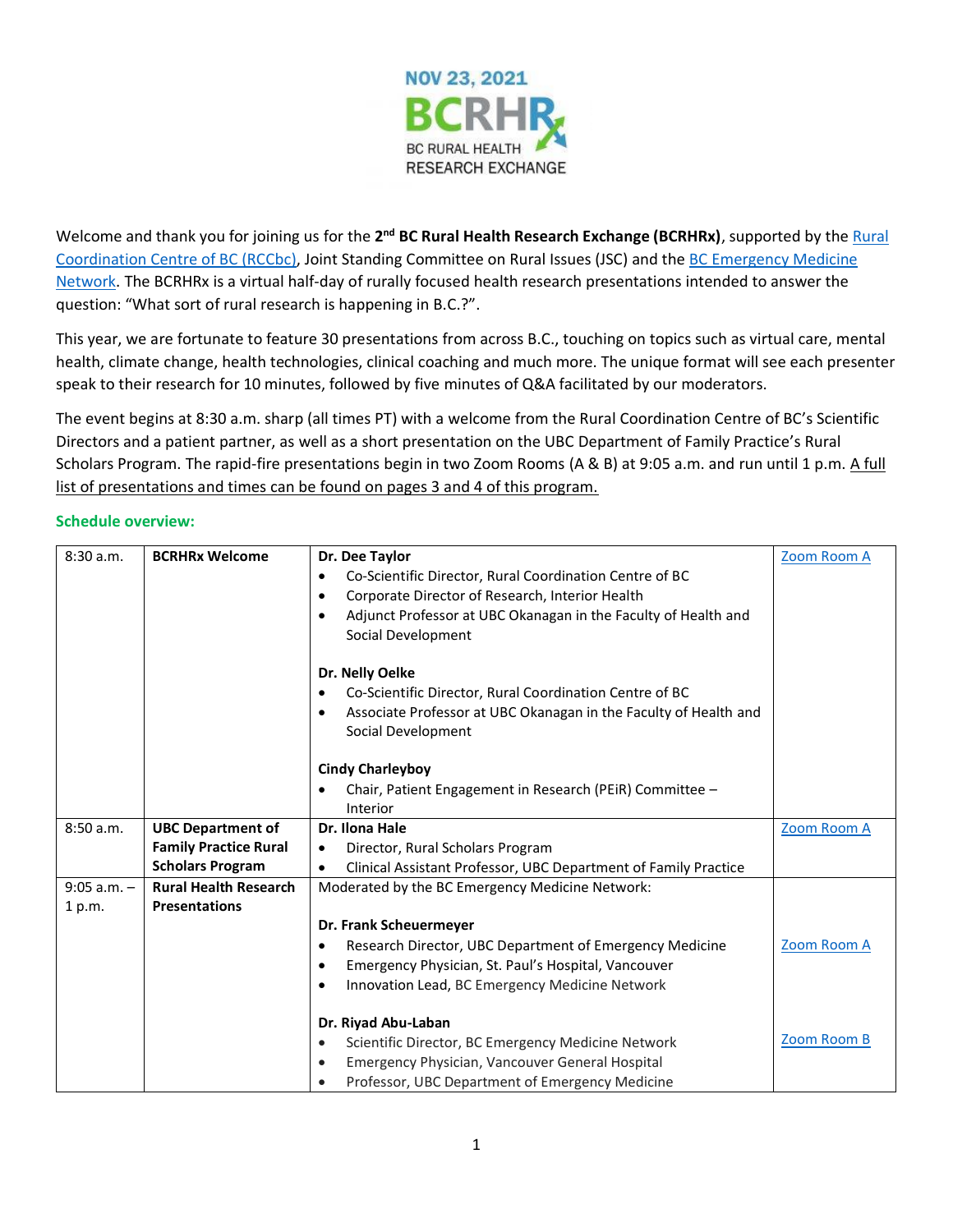NOV 23, 2021

BCRHRx

BC RURAL HEALTH RESEARCH EXCHANGE

Welcome and thank you for joining us for the **2nd BC Rural Health Research Exchange (BCRHRx)**, supported by the Rural Coordination Centre of BC (RCCbc), Joint Standing Committee on Rural Issues (JSC) and the BC Emergency Medicine Network. The BCRHRx is a virtual half-day of rurally focused health research presentations intended to answer the question: "What sort of rural research is happening in B.C.?".

This year, we are fortunate to feature 30 presentations from across B.C., touching on topics such as virtual care, mental health, climate change, health technologies, clinical coaching and much more. The unique format will see each presenter speak to their research for 10 minutes, followed by five minutes of Q&A facilitated by our moderators.

The event begins at 8:30 a.m. sharp (all times PT) with a welcome from the Rural Coordination Centre of BC's Scientific Directors and a patient partner, as well as a short presentation on the UBC Department of Family Practice's Rural Scholars Program. The rapid-fire presentations begin in two Zoom Rooms (A & B) at 9:05 a.m. and run until 1 p.m. A full list of presentations and times can be found on pages 3 and 4 of this program.

## Schedule overview:

| Time | Session | Speakers | Room |
|---|---|---|---|
| 8:30 a.m. | **BCRHRx Welcome** | **Dr. Dee Taylor**<br>• Co-Scientific Director, Rural Coordination Centre of BC<br>• Corporate Director of Research, Interior Health<br>• Adjunct Professor at UBC Okanagan in the Faculty of Health and Social Development<br><br>**Dr. Nelly Oelke**<br>• Co-Scientific Director, Rural Coordination Centre of BC<br>• Associate Professor at UBC Okanagan in the Faculty of Health and Social Development<br><br>**Cindy Charleyboy**<br>• Chair, Patient Engagement in Research (PEiR) Committee – Interior | Zoom Room A |
| 8:50 a.m. | **UBC Department of Family Practice Rural Scholars Program** | **Dr. Ilona Hale**<br>• Director, Rural Scholars Program<br>• Clinical Assistant Professor, UBC Department of Family Practice | Zoom Room A |
| 9:05 a.m. – 1 p.m. | **Rural Health Research Presentations** | Moderated by the BC Emergency Medicine Network:<br><br>**Dr. Frank Scheuermeyer**<br>• Research Director, UBC Department of Emergency Medicine<br>• Emergency Physician, St. Paul's Hospital, Vancouver<br>• Innovation Lead, BC Emergency Medicine Network<br><br>**Dr. Riyad Abu-Laban**<br>• Scientific Director, BC Emergency Medicine Network<br>• Emergency Physician, Vancouver General Hospital<br>• Professor, UBC Department of Emergency Medicine | Zoom Room A<br><br>Zoom Room B |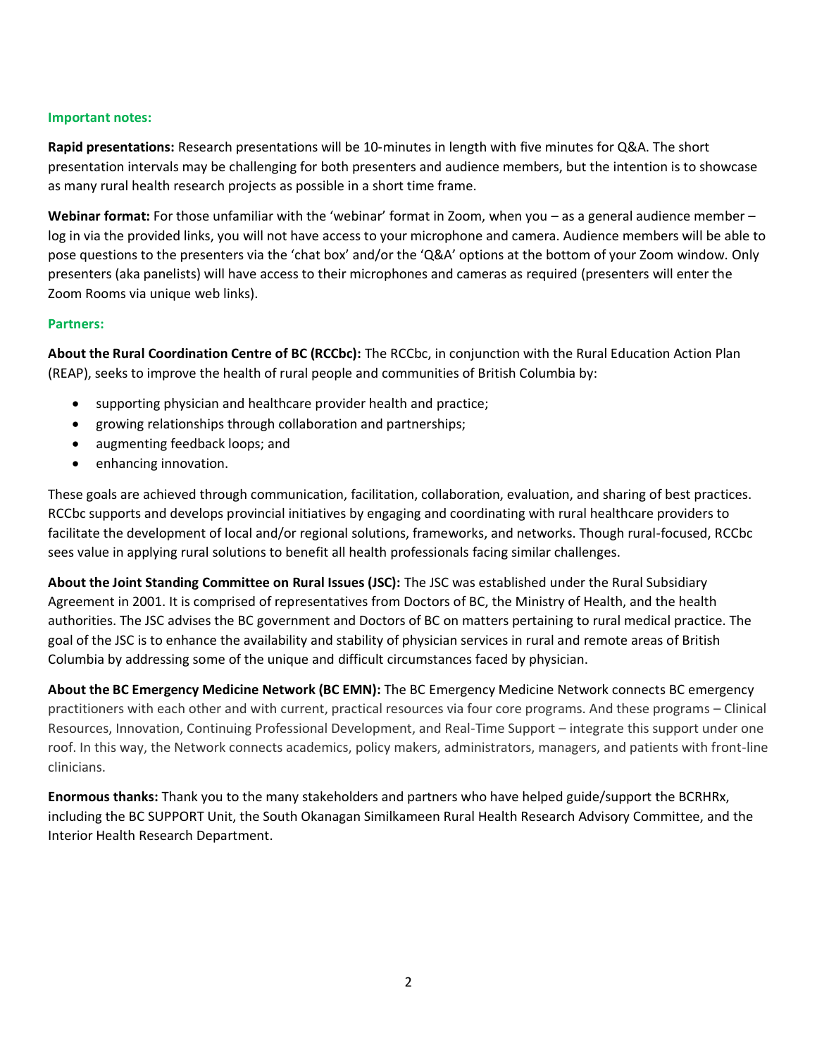## Important notes:

**Rapid presentations:** Research presentations will be 10-minutes in length with five minutes for Q&A. The short presentation intervals may be challenging for both presenters and audience members, but the intention is to showcase as many rural health research projects as possible in a short time frame.

**Webinar format:** For those unfamiliar with the 'webinar' format in Zoom, when you – as a general audience member – log in via the provided links, you will not have access to your microphone and camera. Audience members will be able to pose questions to the presenters via the 'chat box' and/or the 'Q&A' options at the bottom of your Zoom window. Only presenters (aka panelists) will have access to their microphones and cameras as required (presenters will enter the Zoom Rooms via unique web links).

## Partners:

**About the Rural Coordination Centre of BC (RCCbc):** The RCCbc, in conjunction with the Rural Education Action Plan (REAP), seeks to improve the health of rural people and communities of British Columbia by:

- supporting physician and healthcare provider health and practice;
- growing relationships through collaboration and partnerships;
- augmenting feedback loops; and
- enhancing innovation.

These goals are achieved through communication, facilitation, collaboration, evaluation, and sharing of best practices. RCCbc supports and develops provincial initiatives by engaging and coordinating with rural healthcare providers to facilitate the development of local and/or regional solutions, frameworks, and networks. Though rural-focused, RCCbc sees value in applying rural solutions to benefit all health professionals facing similar challenges.

**About the Joint Standing Committee on Rural Issues (JSC):** The JSC was established under the Rural Subsidiary Agreement in 2001. It is comprised of representatives from Doctors of BC, the Ministry of Health, and the health authorities. The JSC advises the BC government and Doctors of BC on matters pertaining to rural medical practice. The goal of the JSC is to enhance the availability and stability of physician services in rural and remote areas of British Columbia by addressing some of the unique and difficult circumstances faced by physician.

**About the BC Emergency Medicine Network (BC EMN):** The BC Emergency Medicine Network connects BC emergency practitioners with each other and with current, practical resources via four core programs. And these programs – Clinical Resources, Innovation, Continuing Professional Development, and Real-Time Support – integrate this support under one roof. In this way, the Network connects academics, policy makers, administrators, managers, and patients with front-line clinicians.

**Enormous thanks:** Thank you to the many stakeholders and partners who have helped guide/support the BCRHRx, including the BC SUPPORT Unit, the South Okanagan Similkameen Rural Health Research Advisory Committee, and the Interior Health Research Department.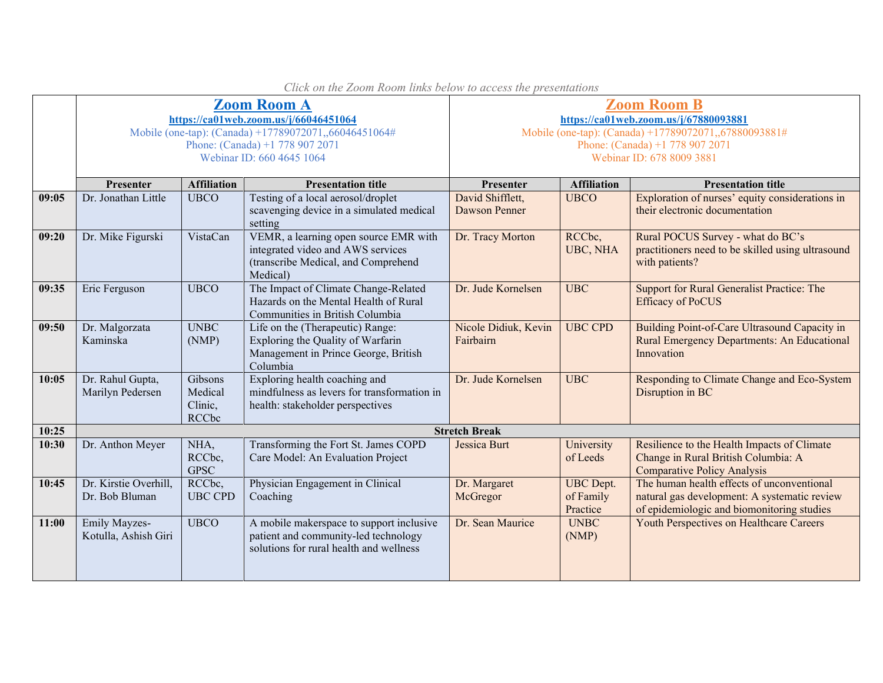*Click on the Zoom Room links below to access the presentations*

| | Zoom Room A<br>https://ca01web.zoom.us/j/66046451064<br>Mobile (one-tap): (Canada) +17789072071,,66046451064#<br>Phone: (Canada) +1 778 907 2071<br>Webinar ID: 660 4645 1064 | | | Zoom Room B<br>https://ca01web.zoom.us/j/67880093881<br>Mobile (one-tap): (Canada) +17789072071,,67880093881#<br>Phone: (Canada) +1 778 907 2071<br>Webinar ID: 678 8009 3881 | | |
|---|---|---|---|---|---|---|
| | **Presenter** | **Affiliation** | **Presentation title** | **Presenter** | **Affiliation** | **Presentation title** |
| **09:05** | Dr. Jonathan Little | UBCO | Testing of a local aerosol/droplet scavenging device in a simulated medical setting | David Shifflett, Dawson Penner | UBCO | Exploration of nurses' equity considerations in their electronic documentation |
| **09:20** | Dr. Mike Figurski | VistaCan | VEMR, a learning open source EMR with integrated video and AWS services (transcribe Medical, and Comprehend Medical) | Dr. Tracy Morton | RCCbc, UBC, NHA | Rural POCUS Survey - what do BC's practitioners need to be skilled using ultrasound with patients? |
| **09:35** | Eric Ferguson | UBCO | The Impact of Climate Change-Related Hazards on the Mental Health of Rural Communities in British Columbia | Dr. Jude Kornelsen | UBC | Support for Rural Generalist Practice: The Efficacy of PoCUS |
| **09:50** | Dr. Malgorzata Kaminska | UNBC (NMP) | Life on the (Therapeutic) Range: Exploring the Quality of Warfarin Management in Prince George, British Columbia | Nicole Didiuk, Kevin Fairbairn | UBC CPD | Building Point-of-Care Ultrasound Capacity in Rural Emergency Departments: An Educational Innovation |
| **10:05** | Dr. Rahul Gupta, Marilyn Pedersen | Gibsons Medical Clinic, RCCbc | Exploring health coaching and mindfulness as levers for transformation in health: stakeholder perspectives | Dr. Jude Kornelsen | UBC | Responding to Climate Change and Eco-System Disruption in BC |
| **10:25** | **Stretch Break** | | | | | |
| **10:30** | Dr. Anthon Meyer | NHA, RCCbc, GPSC | Transforming the Fort St. James COPD Care Model: An Evaluation Project | Jessica Burt | University of Leeds | Resilience to the Health Impacts of Climate Change in Rural British Columbia: A Comparative Policy Analysis |
| **10:45** | Dr. Kirstie Overhill, Dr. Bob Bluman | RCCbc, UBC CPD | Physician Engagement in Clinical Coaching | Dr. Margaret McGregor | UBC Dept. of Family Practice | The human health effects of unconventional natural gas development: A systematic review of epidemiologic and biomonitoring studies |
| **11:00** | Emily Mayzes-Kotulla, Ashish Giri | UBCO | A mobile makerspace to support inclusive patient and community-led technology solutions for rural health and wellness | Dr. Sean Maurice | UNBC (NMP) | Youth Perspectives on Healthcare Careers |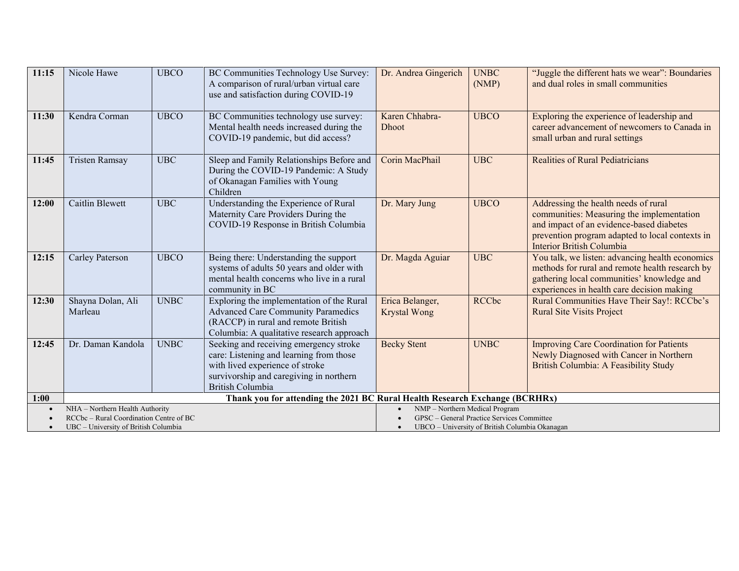| | | | | | | |
|---|---|---|---|---|---|---|
| **11:15** | Nicole Hawe | UBCO | BC Communities Technology Use Survey: A comparison of rural/urban virtual care use and satisfaction during COVID-19 | Dr. Andrea Gingerich | UNBC (NMP) | "Juggle the different hats we wear": Boundaries and dual roles in small communities |
| **11:30** | Kendra Corman | UBCO | BC Communities technology use survey: Mental health needs increased during the COVID-19 pandemic, but did access? | Karen Chhabra-Dhoot | UBCO | Exploring the experience of leadership and career advancement of newcomers to Canada in small urban and rural settings |
| **11:45** | Tristen Ramsay | UBC | Sleep and Family Relationships Before and During the COVID-19 Pandemic: A Study of Okanagan Families with Young Children | Corin MacPhail | UBC | Realities of Rural Pediatricians |
| **12:00** | Caitlin Blewett | UBC | Understanding the Experience of Rural Maternity Care Providers During the COVID-19 Response in British Columbia | Dr. Mary Jung | UBCO | Addressing the health needs of rural communities: Measuring the implementation and impact of an evidence-based diabetes prevention program adapted to local contexts in Interior British Columbia |
| **12:15** | Carley Paterson | UBCO | Being there: Understanding the support systems of adults 50 years and older with mental health concerns who live in a rural community in BC | Dr. Magda Aguiar | UBC | You talk, we listen: advancing health economics methods for rural and remote health research by gathering local communities' knowledge and experiences in health care decision making |
| **12:30** | Shayna Dolan, Ali Marleau | UNBC | Exploring the implementation of the Rural Advanced Care Community Paramedics (RACCP) in rural and remote British Columbia: A qualitative research approach | Erica Belanger, Krystal Wong | RCCbc | Rural Communities Have Their Say!: RCCbc's Rural Site Visits Project |
| **12:45** | Dr. Daman Kandola | UNBC | Seeking and receiving emergency stroke care: Listening and learning from those with lived experience of stroke survivorship and caregiving in northern British Columbia | Becky Stent | UNBC | Improving Care Coordination for Patients Newly Diagnosed with Cancer in Northern British Columbia: A Feasibility Study |
| **1:00** | **Thank you for attending the 2021 BC Rural Health Research Exchange (BCRHRx)** | | | | | |

- NHA – Northern Health Authority
- RCCbc – Rural Coordination Centre of BC
- UBC – University of British Columbia
- NMP – Northern Medical Program
- GPSC – General Practice Services Committee
- UBCO – University of British Columbia Okanagan